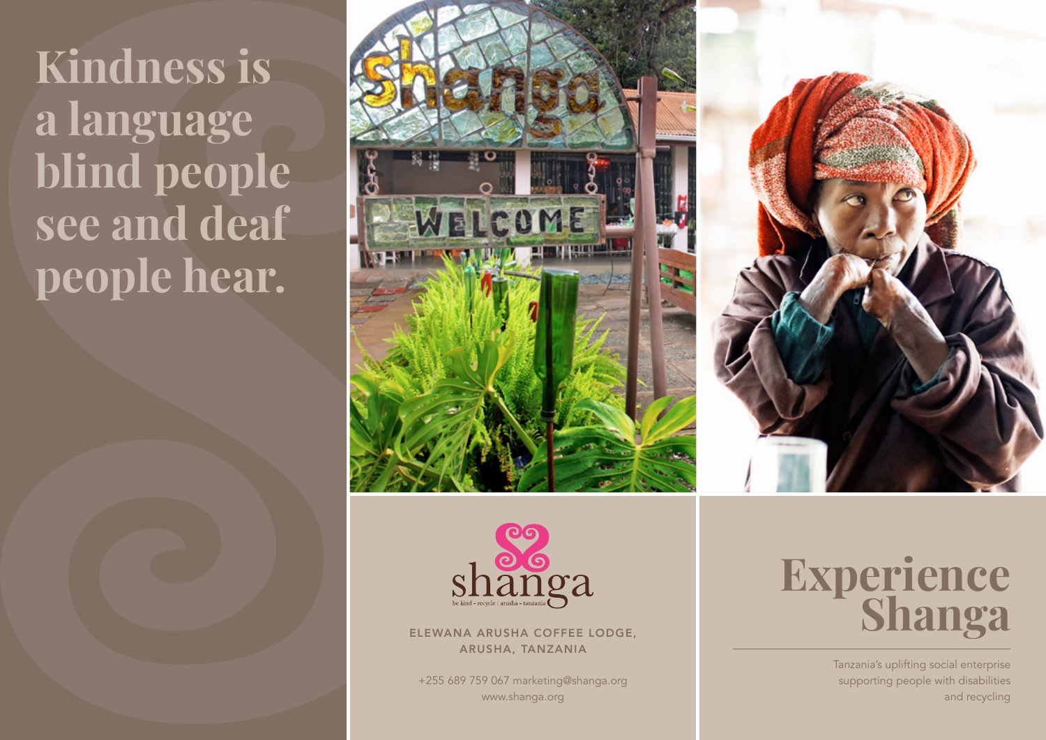# Kindness is a language blind people see and deaf people hear.

shanga

be kind - recycle : arusha - tanzania

ELEWANA ARUSHA COFFEE LODGE,
ARUSHA, TANZANIA

+255 689 759 067 marketing@shanga.org
www.shanga.org

# Experience Shanga

Tanzania's uplifting social enterprise supporting people with disabilities and recycling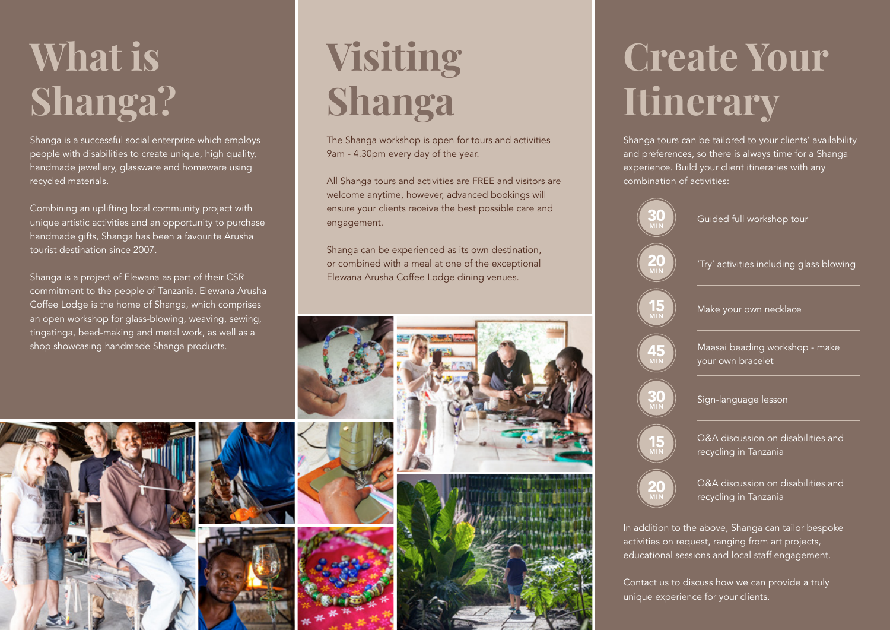# What is Shanga?

Shanga is a successful social enterprise which employs people with disabilities to create unique, high quality, handmade jewellery, glassware and homeware using recycled materials.

Combining an uplifting local community project with unique artistic activities and an opportunity to purchase handmade gifts, Shanga has been a favourite Arusha tourist destination since 2007.

Shanga is a project of Elewana as part of their CSR commitment to the people of Tanzania. Elewana Arusha Coffee Lodge is the home of Shanga, which comprises an open workshop for glass-blowing, weaving, sewing, tingatinga, bead-making and metal work, as well as a shop showcasing handmade Shanga products.

# Visiting Shanga

The Shanga workshop is open for tours and activities 9am - 4.30pm every day of the year.

All Shanga tours and activities are FREE and visitors are welcome anytime, however, advanced bookings will ensure your clients receive the best possible care and engagement.

Shanga can be experienced as its own destination, or combined with a meal at one of the exceptional Elewana Arusha Coffee Lodge dining venues.

# Create Your Itinerary

Shanga tours can be tailored to your clients' availability and preferences, so there is always time for a Shanga experience. Build your client itineraries with any combination of activities:

| | |
|---|---|
| 30 MIN | Guided full workshop tour |
| 20 MIN | 'Try' activities including glass blowing |
| 15 MIN | Make your own necklace |
| 45 MIN | Maasai beading workshop - make your own bracelet |
| 30 MIN | Sign-language lesson |
| 15 MIN | Q&A discussion on disabilities and recycling in Tanzania |
| 20 MIN | Q&A discussion on disabilities and recycling in Tanzania |

In addition to the above, Shanga can tailor bespoke activities on request, ranging from art projects, educational sessions and local staff engagement.

Contact us to discuss how we can provide a truly unique experience for your clients.